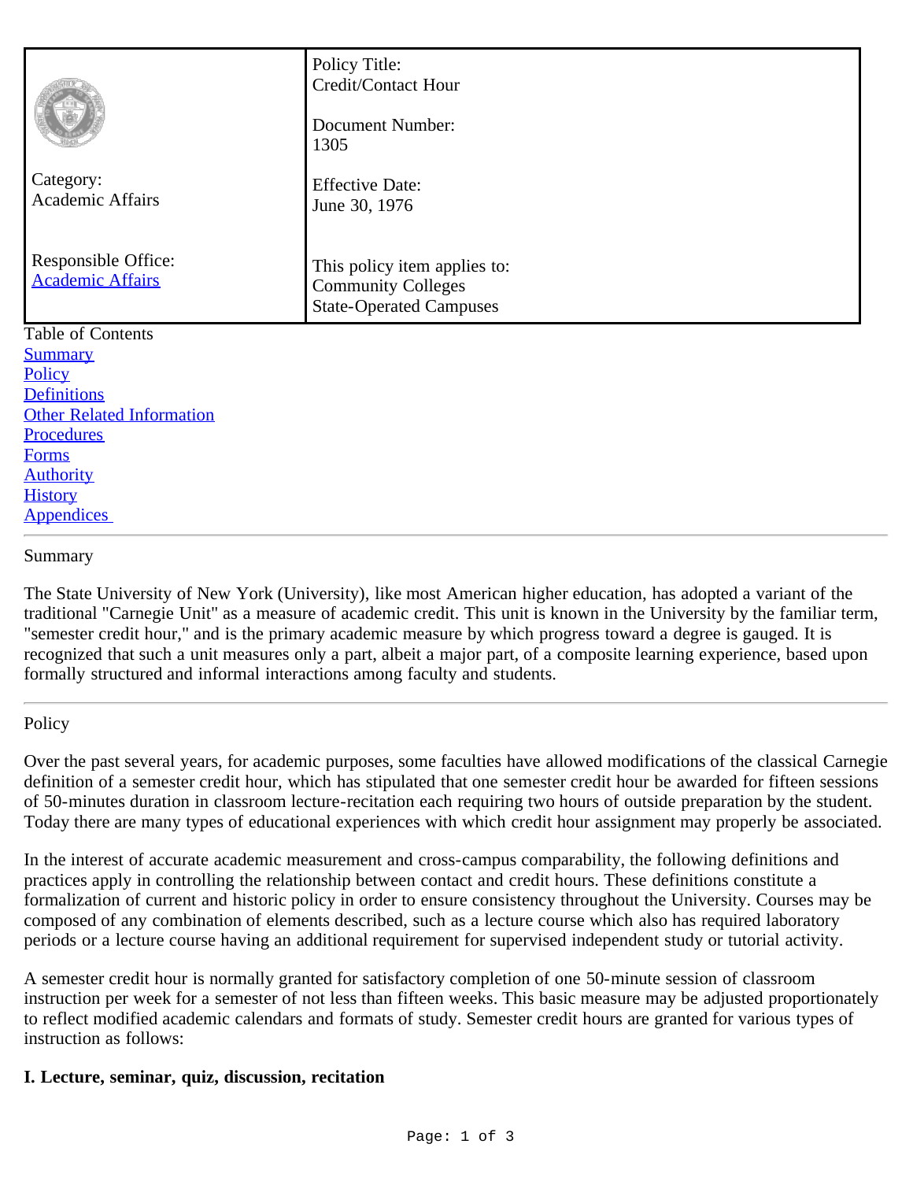| | |
|---|---|
| Category: Academic Affairs | Policy Title: Credit/Contact Hour<br><br>Document Number: 1305<br><br>Effective Date: June 30, 1976 |
| Responsible Office: Academic Affairs | This policy item applies to: Community Colleges State-Operated Campuses |

Table of Contents
- Summary
- Policy
- Definitions
- Other Related Information
- Procedures
- Forms
- Authority
- History
- Appendices

---

## Summary

The State University of New York (University), like most American higher education, has adopted a variant of the traditional "Carnegie Unit" as a measure of academic credit. This unit is known in the University by the familiar term, "semester credit hour," and is the primary academic measure by which progress toward a degree is gauged. It is recognized that such a unit measures only a part, albeit a major part, of a composite learning experience, based upon formally structured and informal interactions among faculty and students.

---

## Policy

Over the past several years, for academic purposes, some faculties have allowed modifications of the classical Carnegie definition of a semester credit hour, which has stipulated that one semester credit hour be awarded for fifteen sessions of 50-minutes duration in classroom lecture-recitation each requiring two hours of outside preparation by the student. Today there are many types of educational experiences with which credit hour assignment may properly be associated.

In the interest of accurate academic measurement and cross-campus comparability, the following definitions and practices apply in controlling the relationship between contact and credit hours. These definitions constitute a formalization of current and historic policy in order to ensure consistency throughout the University. Courses may be composed of any combination of elements described, such as a lecture course which also has required laboratory periods or a lecture course having an additional requirement for supervised independent study or tutorial activity.

A semester credit hour is normally granted for satisfactory completion of one 50-minute session of classroom instruction per week for a semester of not less than fifteen weeks. This basic measure may be adjusted proportionately to reflect modified academic calendars and formats of study. Semester credit hours are granted for various types of instruction as follows:

**I. Lecture, seminar, quiz, discussion, recitation**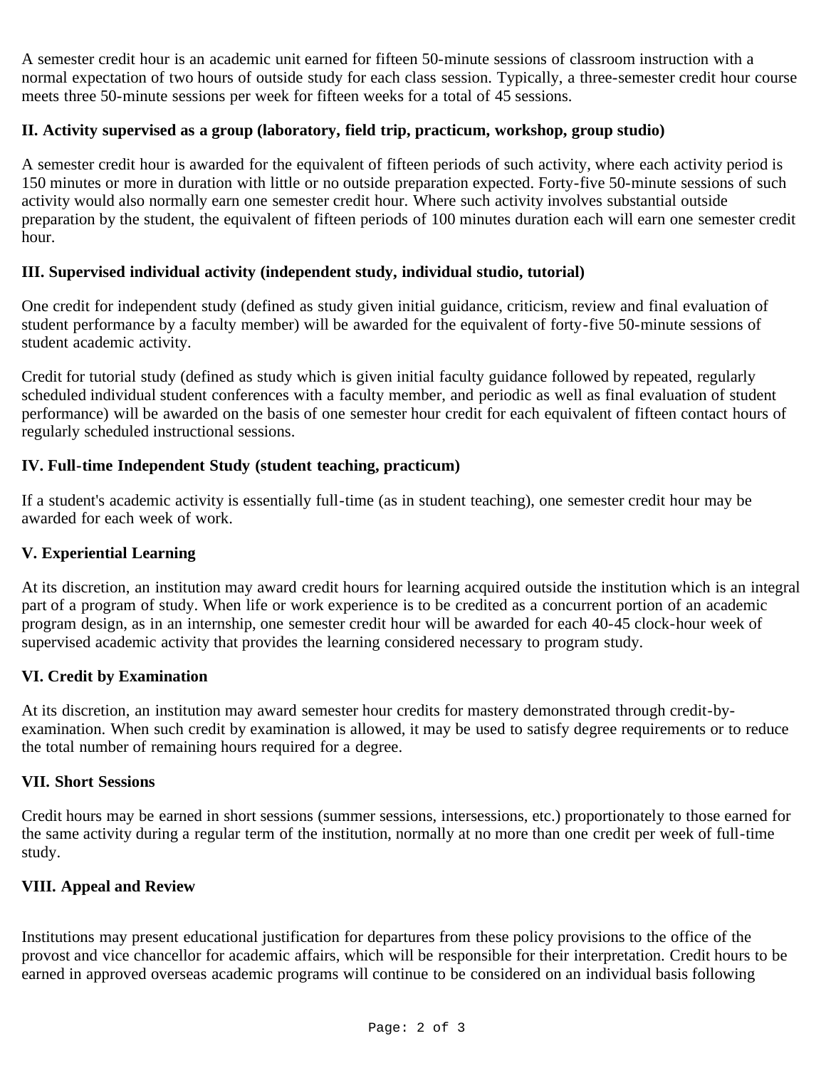A semester credit hour is an academic unit earned for fifteen 50-minute sessions of classroom instruction with a normal expectation of two hours of outside study for each class session. Typically, a three-semester credit hour course meets three 50-minute sessions per week for fifteen weeks for a total of 45 sessions.

**II. Activity supervised as a group (laboratory, field trip, practicum, workshop, group studio)**

A semester credit hour is awarded for the equivalent of fifteen periods of such activity, where each activity period is 150 minutes or more in duration with little or no outside preparation expected. Forty-five 50-minute sessions of such activity would also normally earn one semester credit hour. Where such activity involves substantial outside preparation by the student, the equivalent of fifteen periods of 100 minutes duration each will earn one semester credit hour.

**III. Supervised individual activity (independent study, individual studio, tutorial)**

One credit for independent study (defined as study given initial guidance, criticism, review and final evaluation of student performance by a faculty member) will be awarded for the equivalent of forty-five 50-minute sessions of student academic activity.

Credit for tutorial study (defined as study which is given initial faculty guidance followed by repeated, regularly scheduled individual student conferences with a faculty member, and periodic as well as final evaluation of student performance) will be awarded on the basis of one semester hour credit for each equivalent of fifteen contact hours of regularly scheduled instructional sessions.

**IV. Full-time Independent Study (student teaching, practicum)**

If a student's academic activity is essentially full-time (as in student teaching), one semester credit hour may be awarded for each week of work.

**V. Experiential Learning**

At its discretion, an institution may award credit hours for learning acquired outside the institution which is an integral part of a program of study. When life or work experience is to be credited as a concurrent portion of an academic program design, as in an internship, one semester credit hour will be awarded for each 40-45 clock-hour week of supervised academic activity that provides the learning considered necessary to program study.

**VI. Credit by Examination**

At its discretion, an institution may award semester hour credits for mastery demonstrated through credit-by-examination. When such credit by examination is allowed, it may be used to satisfy degree requirements or to reduce the total number of remaining hours required for a degree.

**VII. Short Sessions**

Credit hours may be earned in short sessions (summer sessions, intersessions, etc.) proportionately to those earned for the same activity during a regular term of the institution, normally at no more than one credit per week of full-time study.

**VIII. Appeal and Review**

Institutions may present educational justification for departures from these policy provisions to the office of the provost and vice chancellor for academic affairs, which will be responsible for their interpretation. Credit hours to be earned in approved overseas academic programs will continue to be considered on an individual basis following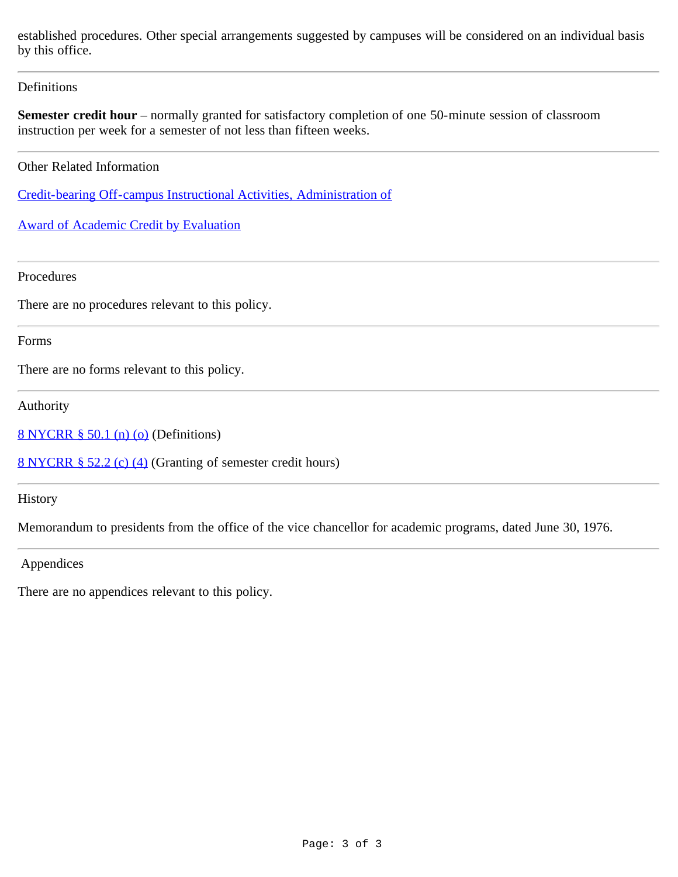established procedures. Other special arrangements suggested by campuses will be considered on an individual basis by this office.

---

## Definitions

**Semester credit hour** – normally granted for satisfactory completion of one 50-minute session of classroom instruction per week for a semester of not less than fifteen weeks.

---

## Other Related Information

Credit-bearing Off-campus Instructional Activities, Administration of

Award of Academic Credit by Evaluation

---

## Procedures

There are no procedures relevant to this policy.

---

## Forms

There are no forms relevant to this policy.

---

## Authority

8 NYCRR § 50.1 (n) (o) (Definitions)

8 NYCRR § 52.2 (c) (4) (Granting of semester credit hours)

---

## History

Memorandum to presidents from the office of the vice chancellor for academic programs, dated June 30, 1976.

---

## Appendices

There are no appendices relevant to this policy.